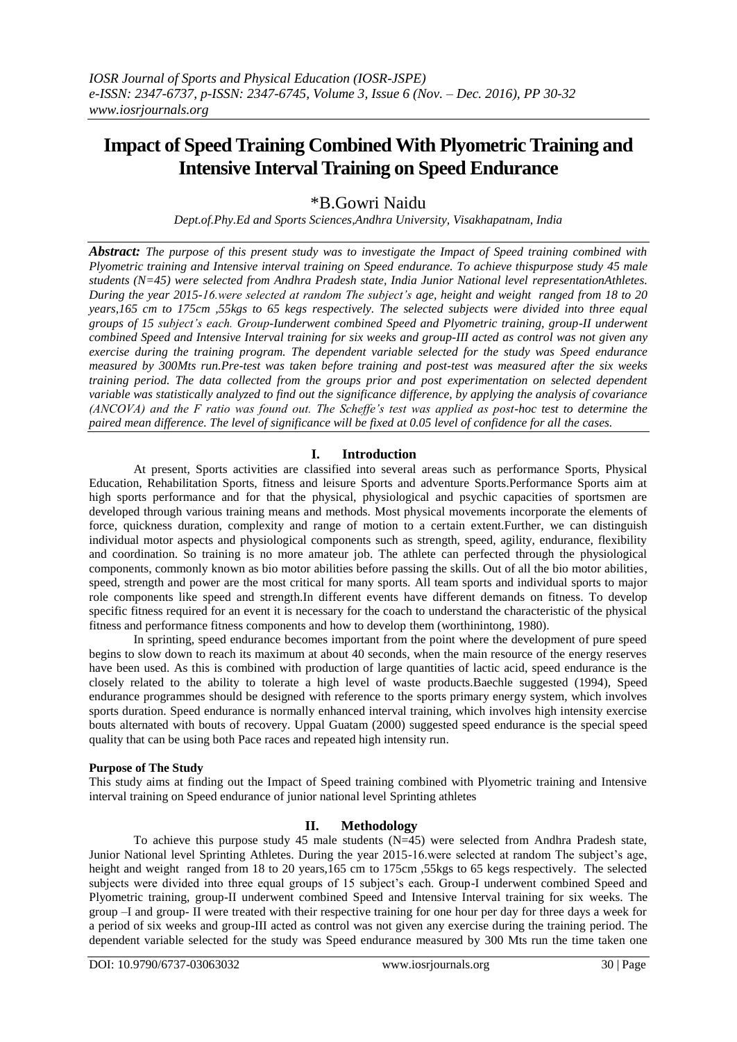# Impact of Speed Training Combined With Plyometric Training and Intensive Interval Training on Speed Endurance

\*B.Gowri Naidu

*Dept.of.Phy.Ed and Sports Sciences,Andhra University, Visakhapatnam, India*

***Abstract:*** *The purpose of this present study was to investigate the Impact of Speed training combined with Plyometric training and Intensive interval training on Speed endurance. To achieve thispurpose study 45 male students (N=45) were selected from Andhra Pradesh state, India Junior National level representationAthletes. During the year 2015-16.were selected at random The subject's age, height and weight ranged from 18 to 20 years,165 cm to 175cm ,55kgs to 65 kegs respectively. The selected subjects were divided into three equal groups of 15 subject's each. Group-Iunderwent combined Speed and Plyometric training, group-II underwent combined Speed and Intensive Interval training for six weeks and group-III acted as control was not given any exercise during the training program. The dependent variable selected for the study was Speed endurance measured by 300Mts run.Pre-test was taken before training and post-test was measured after the six weeks training period. The data collected from the groups prior and post experimentation on selected dependent variable was statistically analyzed to find out the significance difference, by applying the analysis of covariance (ANCOVA) and the F ratio was found out. The Scheffe's test was applied as post-hoc test to determine the paired mean difference. The level of significance will be fixed at 0.05 level of confidence for all the cases.*

## I. Introduction

At present, Sports activities are classified into several areas such as performance Sports, Physical Education, Rehabilitation Sports, fitness and leisure Sports and adventure Sports.Performance Sports aim at high sports performance and for that the physical, physiological and psychic capacities of sportsmen are developed through various training means and methods. Most physical movements incorporate the elements of force, quickness duration, complexity and range of motion to a certain extent.Further, we can distinguish individual motor aspects and physiological components such as strength, speed, agility, endurance, flexibility and coordination. So training is no more amateur job. The athlete can perfected through the physiological components, commonly known as bio motor abilities before passing the skills. Out of all the bio motor abilities, speed, strength and power are the most critical for many sports. All team sports and individual sports to major role components like speed and strength.In different events have different demands on fitness. To develop specific fitness required for an event it is necessary for the coach to understand the characteristic of the physical fitness and performance fitness components and how to develop them (worthinintong, 1980).

In sprinting, speed endurance becomes important from the point where the development of pure speed begins to slow down to reach its maximum at about 40 seconds, when the main resource of the energy reserves have been used. As this is combined with production of large quantities of lactic acid, speed endurance is the closely related to the ability to tolerate a high level of waste products.Baechle suggested (1994), Speed endurance programmes should be designed with reference to the sports primary energy system, which involves sports duration. Speed endurance is normally enhanced interval training, which involves high intensity exercise bouts alternated with bouts of recovery. Uppal Guatam (2000) suggested speed endurance is the special speed quality that can be using both Pace races and repeated high intensity run.

**Purpose of The Study**

This study aims at finding out the Impact of Speed training combined with Plyometric training and Intensive interval training on Speed endurance of junior national level Sprinting athletes

## II. Methodology

To achieve this purpose study 45 male students (N=45) were selected from Andhra Pradesh state, Junior National level Sprinting Athletes. During the year 2015-16.were selected at random The subject's age, height and weight ranged from 18 to 20 years,165 cm to 175cm ,55kgs to 65 kegs respectively. The selected subjects were divided into three equal groups of 15 subject's each. Group-I underwent combined Speed and Plyometric training, group-II underwent combined Speed and Intensive Interval training for six weeks. The group –I and group- II were treated with their respective training for one hour per day for three days a week for a period of six weeks and group-III acted as control was not given any exercise during the training period. The dependent variable selected for the study was Speed endurance measured by 300 Mts run the time taken one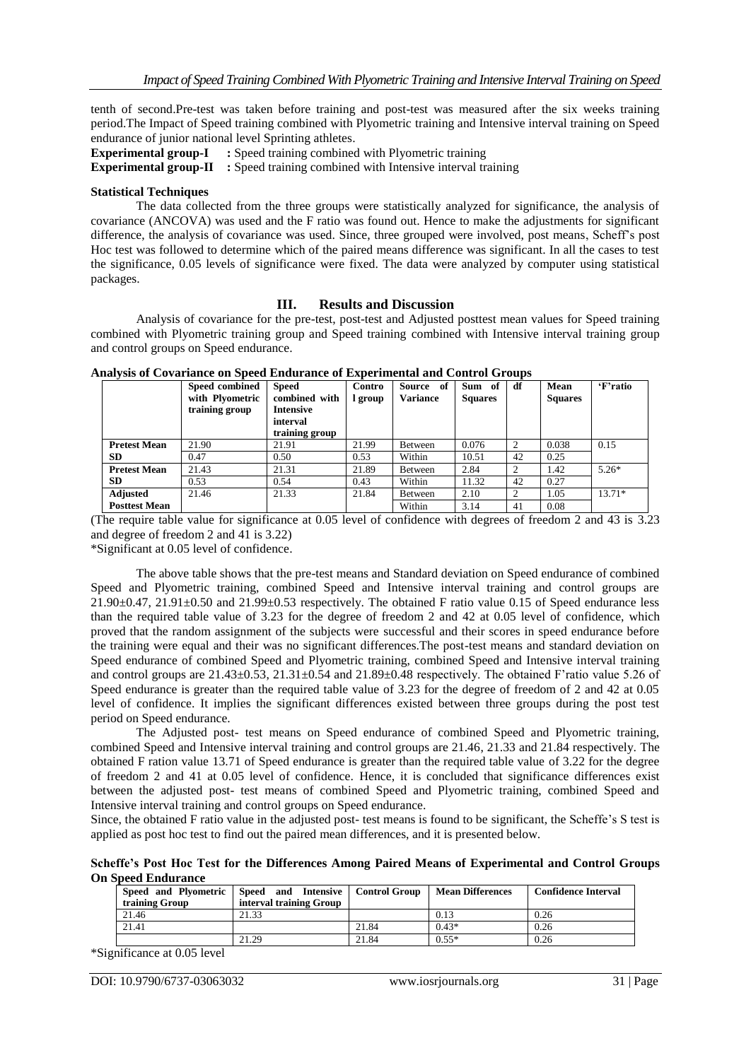tenth of second.Pre-test was taken before training and post-test was measured after the six weeks training period.The Impact of Speed training combined with Plyometric training and Intensive interval training on Speed endurance of junior national level Sprinting athletes.

**Experimental group-I** : Speed training combined with Plyometric training
**Experimental group-II** : Speed training combined with Intensive interval training

### Statistical Techniques

The data collected from the three groups were statistically analyzed for significance, the analysis of covariance (ANCOVA) was used and the F ratio was found out. Hence to make the adjustments for significant difference, the analysis of covariance was used. Since, three grouped were involved, post means, Scheff's post Hoc test was followed to determine which of the paired means difference was significant. In all the cases to test the significance, 0.05 levels of significance were fixed. The data were analyzed by computer using statistical packages.

## III. Results and Discussion

Analysis of covariance for the pre-test, post-test and Adjusted posttest mean values for Speed training combined with Plyometric training group and Speed training combined with Intensive interval training group and control groups on Speed endurance.

**Analysis of Covariance on Speed Endurance of Experimental and Control Groups**

| | Speed combined with Plyometric training group | Speed combined with Intensive interval training group | Control group | Source of Variance | Sum of Squares | df | Mean Squares | 'F'ratio |
|---|---|---|---|---|---|---|---|---|
| **Pretest Mean** | 21.90 | 21.91 | 21.99 | Between | 0.076 | 2 | 0.038 | 0.15 |
| **SD** | 0.47 | 0.50 | 0.53 | Within | 10.51 | 42 | 0.25 | |
| **Pretest Mean** | 21.43 | 21.31 | 21.89 | Between | 2.84 | 2 | 1.42 | 5.26* |
| **SD** | 0.53 | 0.54 | 0.43 | Within | 11.32 | 42 | 0.27 | |
| **Adjusted Posttest Mean** | 21.46 | 21.33 | 21.84 | Between | 2.10 | 2 | 1.05 | 13.71* |
| | | | | Within | 3.14 | 41 | 0.08 | |

(The require table value for significance at 0.05 level of confidence with degrees of freedom 2 and 43 is 3.23 and degree of freedom 2 and 41 is 3.22)

*Significant at 0.05 level of confidence.

The above table shows that the pre-test means and Standard deviation on Speed endurance of combined Speed and Plyometric training, combined Speed and Intensive interval training and control groups are 21.90±0.47, 21.91±0.50 and 21.99±0.53 respectively. The obtained F ratio value 0.15 of Speed endurance less than the required table value of 3.23 for the degree of freedom 2 and 42 at 0.05 level of confidence, which proved that the random assignment of the subjects were successful and their scores in speed endurance before the training were equal and their was no significant differences.The post-test means and standard deviation on Speed endurance of combined Speed and Plyometric training, combined Speed and Intensive interval training and control groups are 21.43±0.53, 21.31±0.54 and 21.89±0.48 respectively. The obtained F'ratio value 5.26 of Speed endurance is greater than the required table value of 3.23 for the degree of freedom of 2 and 42 at 0.05 level of confidence. It implies the significant differences existed between three groups during the post test period on Speed endurance.

The Adjusted post- test means on Speed endurance of combined Speed and Plyometric training, combined Speed and Intensive interval training and control groups are 21.46, 21.33 and 21.84 respectively. The obtained F ration value 13.71 of Speed endurance is greater than the required table value of 3.22 for the degree of freedom 2 and 41 at 0.05 level of confidence. Hence, it is concluded that significance differences exist between the adjusted post- test means of combined Speed and Plyometric training, combined Speed and Intensive interval training and control groups on Speed endurance.

Since, the obtained F ratio value in the adjusted post- test means is found to be significant, the Scheffe's S test is applied as post hoc test to find out the paired mean differences, and it is presented below.

**Scheffe's Post Hoc Test for the Differences Among Paired Means of Experimental and Control Groups On Speed Endurance**

| Speed and Plyometric training Group | Speed and Intensive interval training Group | Control Group | Mean Differences | Confidence Interval |
|---|---|---|---|---|
| 21.46 | 21.33 | | 0.13 | 0.26 |
| 21.41 | | 21.84 | 0.43* | 0.26 |
| | 21.29 | 21.84 | 0.55* | 0.26 |

*Significance at 0.05 level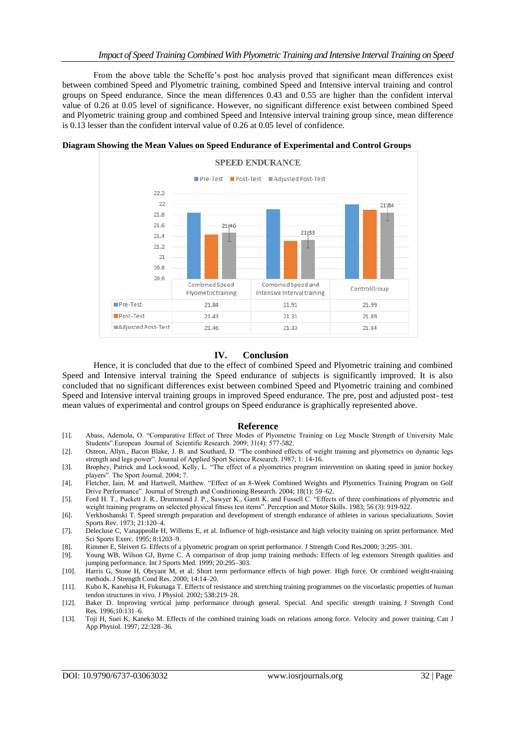From the above table the Scheffe's post hoc analysis proved that significant mean differences exist between combined Speed and Plyometric training, combined Speed and Intensive interval training and control groups on Speed endurance. Since the mean differences 0.43 and 0.55 are higher than the confident interval value of 0.26 at 0.05 level of significance. However, no significant difference exist between combined Speed and Plyometric training group and combined Speed and Intensive interval training group since, mean difference is 0.13 lesser than the confident interval value of 0.26 at 0.05 level of confidence.

**Diagram Showing the Mean Values on Speed Endurance of Experimental and Control Groups**

SPEED ENDURANCE

Pre-Test  Post-Test  Adjusted Post-Test

22.2
22
21.8
21.6
21.4
21.2
21
20.8
20.6

21.46
21.33
21.84

Combined Speed Plyometrictraining
Combined Speed and Intensive Interval training
Control Group

Pre-Test 21.84 21.91 21.99
Post-Test 21.43 21.31 21.89
Adjusted Post-Test 21.46 21.33 21.84

## IV. Conclusion

Hence, it is concluded that due to the effect of combined Speed and Plyometric training and combined Speed and Intensive interval training the Speed endurance of subjects is significantly improved. It is also concluded that no significant differences exist between combined Speed and Plyometric training and combined Speed and Intensive interval training groups in improved Speed endurance. The pre, post and adjusted post- test mean values of experimental and control groups on Speed endurance is graphically represented above.

## Reference

[1]. Abass, Ademola, O. "Comparative Effect of Three Modes of Plyometric Training on Leg Muscle Strength of University Male Students".European Journal of Scientific Research. 2009; 31(4): 577-582.

[2]. Osteon, Allyn., Bacon Blake, J. B. and Southard, D. "The combined effects of weight training and plyometrics on dynamic legs strength and legs power". Journal of Applied Sport Science Research. 1987; 1: 14-16.

[3]. Brophey, Patrick and Lockwood, Kelly, L. "The effect of a plyometrics program intervention on skating speed in junior hockey players". The Sport Journal. 2004; 7.

[4]. Fletcher, Iain, M. and Hartwell, Matthew. "Effect of an 8-Week Combined Weights and Plyometrics Training Program on Golf Drive Performance". Journal of Strength and Conditioning Research. 2004; 18(1): 59–62.

[5]. Ford H. T., Puckett J. R., Drummond J. P., Sawyer K., Gantt K. and Fussell C. "Effects of three combinations of plyometric and weight training programs on selected physical fitness test items". Perception and Motor Skills. 1983; 56 (3): 919-922.

[6]. Verkhoshanski T. Speed strength preparation and development of strength endurance of athletes in various specializations. Soviet Sports Rev. 1973; 21:120–4.

[7]. Delecluse C, Vanappeolle H, Willems E, et al. Influence of high-resistance and high velocity training on sprint performance. Med Sci Sports Exerc. 1995; 8:1203–9.

[8]. Rimmer E, Sleivert G. Effects of a plyometric program on sprint performance. J Strength Cond Res.2000; 3:295–301.

[9]. Young WB, Wilson GJ, Byrne C. A comparison of drop jump training methods: Effects of leg extensors Strength qualities and jumping performance. Int J Sports Med. 1999; 20:295–303.

[10]. Harris G, Stone H, Obryant M, et al. Short term performance effects of high power. High force. Or combined weight-training methods. J Strength Cond Res. 2000; 14:14–20.

[11]. Kubo K, Kanehisa H, Fukunaga T. Effects of resistance and stretching training programmes on the viscoelastic properties of human tendon structures in vivo. J Physiol. 2002; 538:219–28.

[12]. Baker D. Improving vertical jump performance through general. Special. And specific strength training. J Strength Cond Res. 1996;10:131–6.

[13]. Toji H, Suei K, Kaneko M. Effects of the combined training loads on relations among force. Velocity and power training. Can J App Physiol. 1997; 22:328–36.